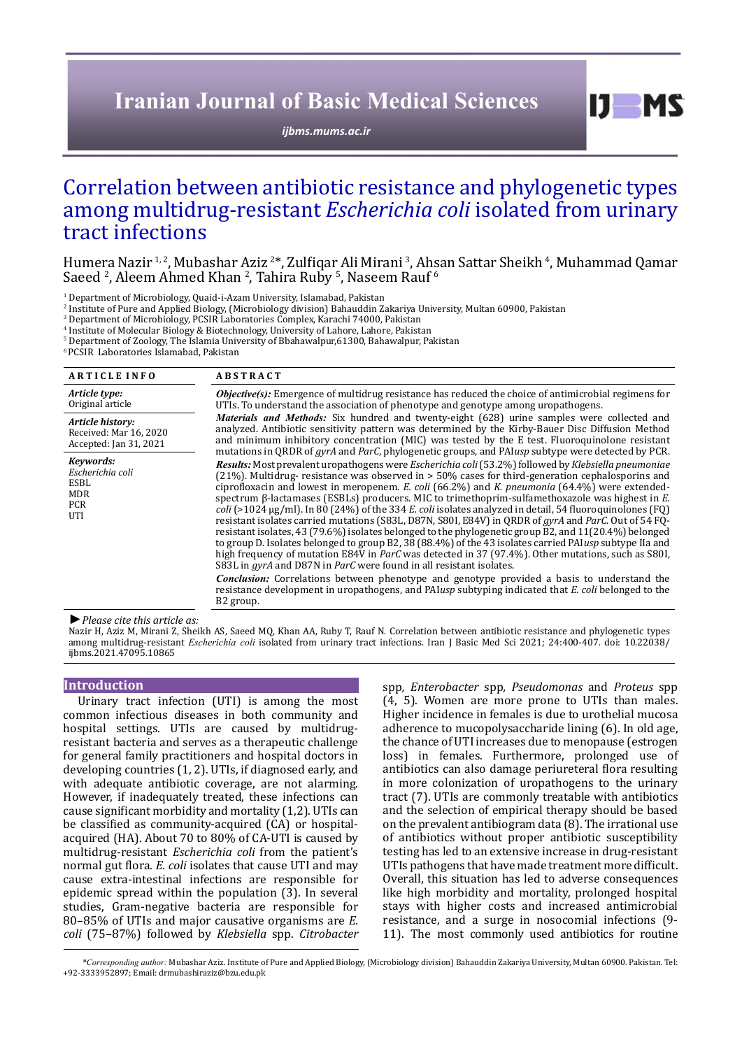Iranian Journal of Basic Medical Sciences

ijbms.mums.ac.ir

# Correlation between antibiotic resistance and phylogenetic types among multidrug-resistant *Escherichia coli* isolated from urinary tract infections

Humera Nazir [1, 2], Mubashar Aziz [2]*, Zulfiqar Ali Mirani [3], Ahsan Sattar Sheikh [4], Muhammad Qamar Saeed [2], Aleem Ahmed Khan [2], Tahira Ruby [5], Naseem Rauf [6]

[1] Department of Microbiology, Quaid-i-Azam University, Islamabad, Pakistan
[2] Institute of Pure and Applied Biology, (Microbiology division) Bahauddin Zakariya University, Multan 60900, Pakistan
[3] Department of Microbiology, PCSIR Laboratories Complex, Karachi 74000, Pakistan
[4] Institute of Molecular Biology & Biotechnology, University of Lahore, Lahore, Pakistan
[5] Department of Zoology, The Islamia University of Bbahawalpur,61300, Bahawalpur, Pakistan
[6] PCSIR Laboratories Islamabad, Pakistan

**ARTICLE INFO**

***Article type:***
Original article

***Article history:***
Received: Mar 16, 2020
Accepted: Jan 31, 2021

***Keywords:***
*Escherichia coli*
ESBL
MDR
PCR
UTI

**ABSTRACT**

***Objective(s):*** Emergence of multidrug resistance has reduced the choice of antimicrobial regimens for UTIs. To understand the association of phenotype and genotype among uropathogens.

***Materials and Methods:*** Six hundred and twenty-eight (628) urine samples were collected and analyzed. Antibiotic sensitivity pattern was determined by the Kirby-Bauer Disc Diffusion Method and minimum inhibitory concentration (MIC) was tested by the E test. Fluoroquinolone resistant mutations in QRDR of *gyrA* and *ParC*, phylogenetic groups, and PAI*usp* subtype were detected by PCR.

***Results:*** Most prevalent uropathogens were *Escherichia coli* (53.2%) followed by *Klebsiella pneumoniae* (21%). Multidrug- resistance was observed in > 50% cases for third-generation cephalosporins and ciprofloxacin and lowest in meropenem. *E. coli* (66.2%) and *K. pneumonia* (64.4%) were extended-spectrum β-lactamases (ESBLs) producers. MIC to trimethoprim-sulfamethoxazole was highest in *E. coli* (>1024 μg/ml). In 80 (24%) of the 334 *E. coli* isolates analyzed in detail, 54 fluoroquinolones (FQ) resistant isolates carried mutations (S83L, D87N, S80I, E84V) in QRDR of *gyrA* and *ParC*. Out of 54 FQ-resistant isolates, 43 (79.6%) isolates belonged to the phylogenetic group B2, and 11(20.4%) belonged to group D. Isolates belonged to group B2, 38 (88.4%) of the 43 isolates carried PAI*usp* subtype IIa and high frequency of mutation E84V in *ParC* was detected in 37 (97.4%). Other mutations, such as S80I, S83L in *gyrA* and D87N in *ParC* were found in all resistant isolates.

***Conclusion:*** Correlations between phenotype and genotype provided a basis to understand the resistance development in uropathogens, and PAI*usp* subtyping indicated that *E. coli* belonged to the B2 group.

► *Please cite this article as:*
Nazir H, Aziz M, Mirani Z, Sheikh AS, Saeed MQ, Khan AA, Ruby T, Rauf N. Correlation between antibiotic resistance and phylogenetic types among multidrug-resistant *Escherichia coli* isolated from urinary tract infections. Iran J Basic Med Sci 2021; 24:400-407. doi: 10.22038/ijbms.2021.47095.10865

## Introduction

Urinary tract infection (UTI) is among the most common infectious diseases in both community and hospital settings. UTIs are caused by multidrug-resistant bacteria and serves as a therapeutic challenge for general family practitioners and hospital doctors in developing countries (1, 2). UTIs, if diagnosed early, and with adequate antibiotic coverage, are not alarming. However, if inadequately treated, these infections can cause significant morbidity and mortality (1,2). UTIs can be classified as community-acquired (CA) or hospital-acquired (HA). About 70 to 80% of CA-UTI is caused by multidrug-resistant *Escherichia coli* from the patient's normal gut flora. *E. coli* isolates that cause UTI and may cause extra-intestinal infections are responsible for epidemic spread within the population (3). In several studies, Gram-negative bacteria are responsible for 80–85% of UTIs and major causative organisms are *E. coli* (75–87%) followed by *Klebsiella* spp. *Citrobacter* spp*, Enterobacter* spp*, Pseudomonas* and *Proteus* spp (4, 5). Women are more prone to UTIs than males. Higher incidence in females is due to urothelial mucosa adherence to mucopolysaccharide lining (6). In old age, the chance of UTI increases due to menopause (estrogen loss) in females. Furthermore, prolonged use of antibiotics can also damage periureteral flora resulting in more colonization of uropathogens to the urinary tract (7). UTIs are commonly treatable with antibiotics and the selection of empirical therapy should be based on the prevalent antibiogram data (8). The irrational use of antibiotics without proper antibiotic susceptibility testing has led to an extensive increase in drug-resistant UTIs pathogens that have made treatment more difficult. Overall, this situation has led to adverse consequences like high morbidity and mortality, prolonged hospital stays with higher costs and increased antimicrobial resistance, and a surge in nosocomial infections (9-11). The most commonly used antibiotics for routine

*\*Corresponding author:* Mubashar Aziz. Institute of Pure and Applied Biology, (Microbiology division) Bahauddin Zakariya University, Multan 60900. Pakistan. Tel: +92-3333952897; Email: drmubashiraziz@bzu.edu.pk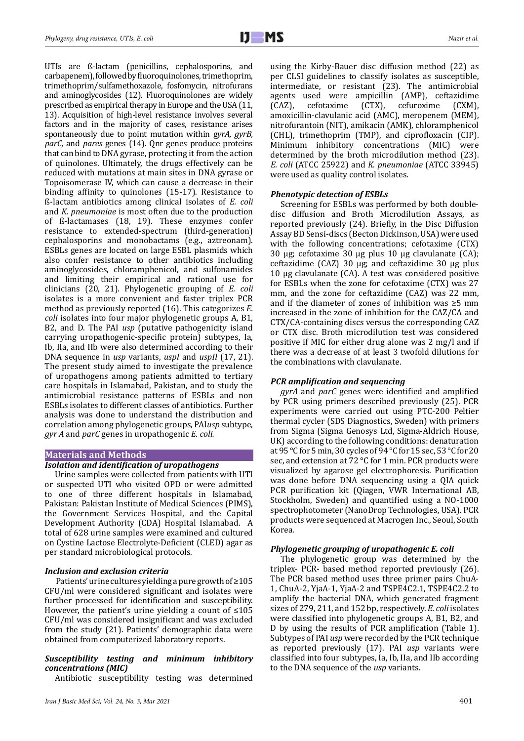UTIs are ß-lactam (penicillins, cephalosporins, and carbapenem), followed by fluoroquinolones, trimethoprim, trimethoprim/sulfamethoxazole, fosfomycin, nitrofurans and aminoglycosides (12). Fluoroquinolones are widely prescribed as empirical therapy in Europe and the USA (11, 13). Acquisition of high-level resistance involves several factors and in the majority of cases, resistance arises spontaneously due to point mutation within *gyrA, gyrB, parC,* and *pares* genes (14). Qnr genes produce proteins that can bind to DNA gyrase, protecting it from the action of quinolones. Ultimately, the drugs effectively can be reduced with mutations at main sites in DNA gyrase or Topoisomerase IV, which can cause a decrease in their binding affinity to quinolones (15-17). Resistance to ß-lactam antibiotics among clinical isolates of *E. coli* and *K. pneumoniae* is most often due to the production of ß-lactamases (18, 19). These enzymes confer resistance to extended-spectrum (third-generation) cephalosporins and monobactams (e.g., aztreonam). ESBLs genes are located on large ESBL plasmids which also confer resistance to other antibiotics including aminoglycosides, chloramphenicol, and sulfonamides and limiting their empirical and rational use for clinicians (20, 21). Phylogenetic grouping of *E. coli* isolates is a more convenient and faster triplex PCR method as previously reported (16). This categorizes *E. coli* isolates into four major phylogenetic groups A, B1, B2, and D. The PAI *usp* (putative pathogenicity island carrying uropathogenic-specific protein) subtypes, Ia, Ib, IIa, and IIb were also determined according to their DNA sequence in *usp* variants, *uspI* and *uspII* (17, 21). The present study aimed to investigate the prevalence of uropathogens among patients admitted to tertiary care hospitals in Islamabad, Pakistan, and to study the antimicrobial resistance patterns of ESBLs and non ESBLs isolates to different classes of antibiotics. Further analysis was done to understand the distribution and correlation among phylogenetic groups, PAI*usp* subtype, *gyr A* and *parC* genes in uropathogenic *E. coli.*

## Materials and Methods

### Isolation and identification of uropathogens

Urine samples were collected from patients with UTI or suspected UTI who visited OPD or were admitted to one of three different hospitals in Islamabad, Pakistan: Pakistan Institute of Medical Sciences (PIMS), the Government Services Hospital, and the Capital Development Authority (CDA) Hospital Islamabad. A total of 628 urine samples were examined and cultured on Cystine Lactose Electrolyte-Deficient (CLED) agar as per standard microbiological protocols.

### Inclusion and exclusion criteria

Patients' urine cultures yielding a pure growth of ≥105 CFU/ml were considered significant and isolates were further processed for identification and susceptibility. However, the patient's urine yielding a count of ≤105 CFU/ml was considered insignificant and was excluded from the study (21). Patients' demographic data were obtained from computerized laboratory reports.

### Susceptibility testing and minimum inhibitory concentrations (MIC)

Antibiotic susceptibility testing was determined using the Kirby-Bauer disc diffusion method (22) as per CLSI guidelines to classify isolates as susceptible, intermediate, or resistant (23). The antimicrobial agents used were ampicillin (AMP), ceftazidime (CAZ), cefotaxime (CTX), cefuroxime (CXM), amoxicillin-clavulanic acid (AMC), meropenem (MEM), nitrofurantoin (NIT), amikacin (AMK), chloramphenicol (CHL), trimethoprim (TMP), and ciprofloxacin (CIP). Minimum inhibitory concentrations (MIC) were determined by the broth microdilution method (23). *E. coli* (ATCC 25922) and *K. pneumoniae* (ATCC 33945) were used as quality control isolates.

### Phenotypic detection of ESBLs

Screening for ESBLs was performed by both double-disc diffusion and Broth Microdilution Assays, as reported previously (24). Briefly, in the Disc Diffusion Assay BD Sensi-discs (Becton Dickinson, USA) were used with the following concentrations; cefotaxime (CTX) 30 µg; cefotaxime 30 µg plus 10 µg clavulanate (CA); ceftazidime (CAZ) 30 µg; and ceftazidime 30 µg plus 10 µg clavulanate (CA). A test was considered positive for ESBLs when the zone for cefotaxime (CTX) was 27 mm, and the zone for ceftazidime (CAZ) was 22 mm, and if the diameter of zones of inhibition was ≥5 mm increased in the zone of inhibition for the CAZ/CA and CTX/CA-containing discs versus the corresponding CAZ or CTX disc. Broth microdilution test was considered positive if MIC for either drug alone was 2 mg/l and if there was a decrease of at least 3 twofold dilutions for the combinations with clavulanate.

### PCR amplification and sequencing

*gyrA* and *parC* genes were identified and amplified by PCR using primers described previously (25). PCR experiments were carried out using PTC-200 Peltier thermal cycler (SDS Diagnostics, Sweden) with primers from Sigma (Sigma Genosys Ltd, Sigma-Aldrich House, UK) according to the following conditions: denaturation at 95 °C for 5 min, 30 cycles of 94 °C for 15 sec, 53 °C for 20 sec, and extension at 72 °C for 1 min. PCR products were visualized by agarose gel electrophoresis. Purification was done before DNA sequencing using a QIA quick PCR purification kit (Qiagen, VWR International AB, Stockholm, Sweden) and quantified using a NO-1000 spectrophotometer (NanoDrop Technologies, USA). PCR products were sequenced at Macrogen Inc., Seoul, South Korea.

### Phylogenetic grouping of uropathogenic E. coli

The phylogenetic group was determined by the triplex- PCR- based method reported previously (26). The PCR based method uses three primer pairs ChuA-1, ChuA-2, YjaA-1, YjaA-2 and TSPE4C2.1, TSPE4C2.2 to amplify the bacterial DNA, which generated fragment sizes of 279, 211, and 152 bp, respectively. *E. coli* isolates were classified into phylogenetic groups A, B1, B2, and D by using the results of PCR amplification (Table 1). Subtypes of PAI *usp* were recorded by the PCR technique as reported previously (17). PAI *usp* variants were classified into four subtypes, Ia, Ib, IIa, and IIb according to the DNA sequence of the *usp* variants.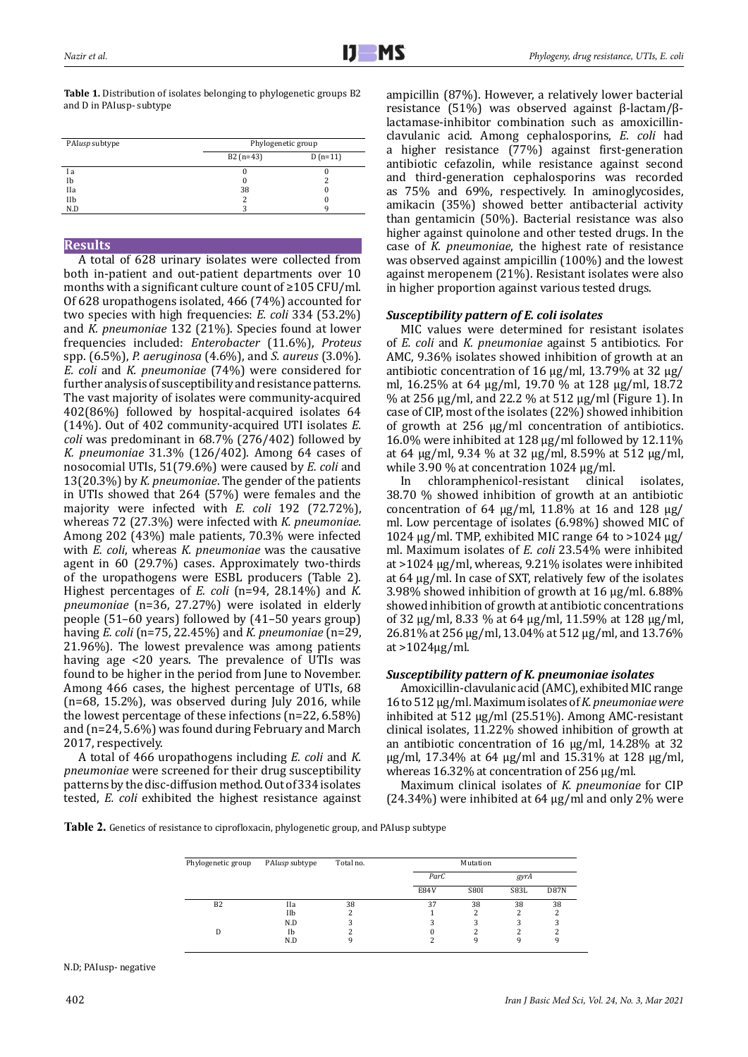**Table 1.** Distribution of isolates belonging to phylogenetic groups B2 and D in PAIusp- subtype

| PAI*usp* subtype | Phylogenetic group | |
|---|---|---|
| | B2 (n=43) | D (n=11) |
| I a | 0 | 0 |
| Ib | 0 | 2 |
| IIa | 38 | 0 |
| IIb | 2 | 0 |
| N.D | 3 | 9 |

## Results

A total of 628 urinary isolates were collected from both in-patient and out-patient departments over 10 months with a significant culture count of ≥105 CFU/ml. Of 628 uropathogens isolated, 466 (74%) accounted for two species with high frequencies: *E. coli* 334 (53.2%) and *K. pneumoniae* 132 (21%). Species found at lower frequencies included: *Enterobacter* (11.6%), *Proteus* spp. (6.5%), *P. aeruginosa* (4.6%), and *S. aureus* (3.0%). *E. coli* and *K. pneumoniae* (74%) were considered for further analysis of susceptibility and resistance patterns. The vast majority of isolates were community-acquired 402(86%) followed by hospital-acquired isolates 64 (14%). Out of 402 community-acquired UTI isolates *E. coli* was predominant in 68.7% (276/402) followed by *K. pneumoniae* 31.3% (126/402). Among 64 cases of nosocomial UTIs, 51(79.6%) were caused by *E. coli* and 13(20.3%) by *K. pneumoniae*. The gender of the patients in UTIs showed that 264 (57%) were females and the majority were infected with *E. coli* 192 (72.72%), whereas 72 (27.3%) were infected with *K. pneumoniae.* Among 202 (43%) male patients, 70.3% were infected with *E. coli*, whereas *K. pneumoniae* was the causative agent in 60 (29.7%) cases. Approximately two-thirds of the uropathogens were ESBL producers (Table 2). Highest percentages of *E. coli* (n=94, 28.14%) and *K. pneumoniae* (n=36, 27.27%) were isolated in elderly people (51–60 years) followed by (41–50 years group) having *E. coli* (n=75, 22.45%) and *K. pneumoniae* (n=29, 21.96%). The lowest prevalence was among patients having age <20 years. The prevalence of UTIs was found to be higher in the period from June to November. Among 466 cases, the highest percentage of UTIs, 68 (n=68, 15.2%), was observed during July 2016, while the lowest percentage of these infections (n=22, 6.58%) and (n=24, 5.6%) was found during February and March 2017, respectively.

A total of 466 uropathogens including *E. coli* and *K. pneumoniae* were screened for their drug susceptibility patterns by the disc-diffusion method. Out of 334 isolates tested, *E. coli* exhibited the highest resistance against ampicillin (87%). However, a relatively lower bacterial resistance (51%) was observed against β-lactam/β-lactamase-inhibitor combination such as amoxicillin-clavulanic acid. Among cephalosporins, *E. coli* had a higher resistance (77%) against first-generation antibiotic cefazolin, while resistance against second and third-generation cephalosporins was recorded as 75% and 69%, respectively. In aminoglycosides, amikacin (35%) showed better antibacterial activity than gentamicin (50%). Bacterial resistance was also higher against quinolone and other tested drugs. In the case of *K. pneumoniae*, the highest rate of resistance was observed against ampicillin (100%) and the lowest against meropenem (21%). Resistant isolates were also in higher proportion against various tested drugs.

### *Susceptibility pattern of E. coli isolates*

MIC values were determined for resistant isolates of *E. coli* and *K. pneumoniae* against 5 antibiotics. For AMC, 9.36% isolates showed inhibition of growth at an antibiotic concentration of 16 μg/ml, 13.79% at 32 μg/ml, 16.25% at 64 μg/ml, 19.70 % at 128 μg/ml, 18.72 % at 256 μg/ml, and 22.2 % at 512 μg/ml (Figure 1). In case of CIP, most of the isolates (22%) showed inhibition of growth at 256 μg/ml concentration of antibiotics. 16.0% were inhibited at 128 μg/ml followed by 12.11% at 64 μg/ml, 9.34 % at 32 μg/ml, 8.59% at 512 μg/ml, while 3.90 % at concentration 1024 μg/ml.

In chloramphenicol-resistant clinical isolates, 38.70 % showed inhibition of growth at an antibiotic concentration of 64 μg/ml, 11.8% at 16 and 128 μg/ml. Low percentage of isolates (6.98%) showed MIC of 1024 μg/ml. TMP, exhibited MIC range 64 to >1024 μg/ml. Maximum isolates of *E. coli* 23.54% were inhibited at >1024 μg/ml, whereas, 9.21% isolates were inhibited at 64 μg/ml. In case of SXT, relatively few of the isolates 3.98% showed inhibition of growth at 16 μg/ml. 6.88% showed inhibition of growth at antibiotic concentrations of 32 μg/ml, 8.33 % at 64 μg/ml, 11.59% at 128 μg/ml, 26.81% at 256 μg/ml, 13.04% at 512 μg/ml, and 13.76% at >1024μg/ml.

### *Susceptibility pattern of K. pneumoniae isolates*

Amoxicillin-clavulanic acid (AMC), exhibited MIC range 16 to 512 μg/ml. Maximum isolates of *K. pneumoniae were* inhibited at 512 μg/ml (25.51%). Among AMC-resistant clinical isolates, 11.22% showed inhibition of growth at an antibiotic concentration of 16 μg/ml, 14.28% at 32 μg/ml, 17.34% at 64 μg/ml and 15.31% at 128 μg/ml, whereas 16.32% at concentration of 256 μg/ml.

Maximum clinical isolates of *K. pneumoniae* for CIP (24.34%) were inhibited at 64 μg/ml and only 2% were

**Table 2.** Genetics of resistance to ciprofloxacin, phylogenetic group, and PAIusp subtype

| Phylogenetic group | PAI*usp* subtype | Total no. | Mutation | | | |
|---|---|---|---|---|---|---|
| | | | *ParC* | | *gyrA* | |
| | | | E84V | S80I | S83L | D87N |
| B2 | IIa | 38 | 37 | 38 | 38 | 38 |
| | IIb | 2 | 1 | 2 | 2 | 2 |
| | N.D | 3 | 3 | 3 | 3 | 3 |
| D | Ib | 2 | 0 | 2 | 2 | 2 |
| | N.D | 9 | 2 | 9 | 9 | 9 |

N.D; PAIusp- negative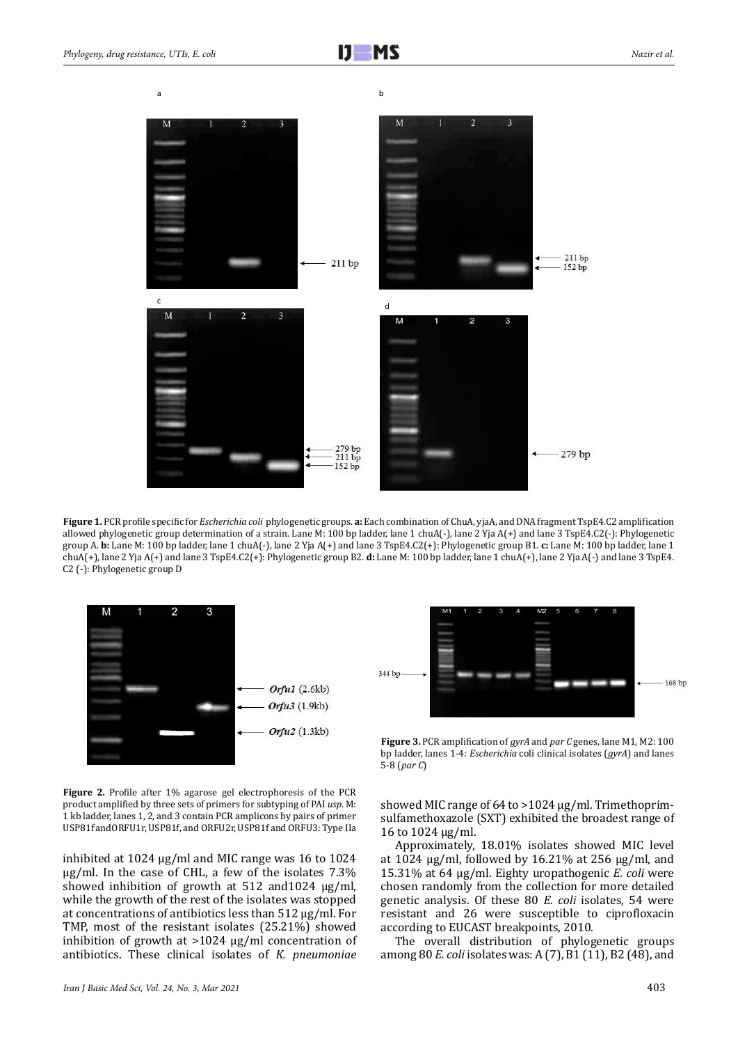**Figure 1.** PCR profile specific for *Escherichia coli* phylogenetic groups. **a:** Each combination of ChuA, yjaA, and DNA fragment TspE4.C2 amplification allowed phylogenetic group determination of a strain. Lane M: 100 bp ladder, lane 1 chuA(-), lane 2 Yja A(+) and lane 3 TspE4.C2(-): Phylogenetic group A. **b:** Lane M: 100 bp ladder, lane 1 chuA(-), lane 2 Yja A(+) and lane 3 TspE4.C2(+): Phylogenetic group B1. **c:** Lane M: 100 bp ladder, lane 1 chuA(+), lane 2 Yja A(+) and lane 3 TspE4.C2(+): Phylogenetic group B2. **d:** Lane M: 100 bp ladder, lane 1 chuA(+), lane 2 Yja A(-) and lane 3 TspE4. C2 (-): Phylogenetic group D

**Figure 2.** Profile after 1% agarose gel electrophoresis of the PCR product amplified by three sets of primers for subtyping of PAI *usp.* M: 1 kb ladder, lanes 1, 2, and 3 contain PCR amplicons by pairs of primer USP81f andORFU1r, USP81f, and ORFU2r, USP81f and ORFU3: Type IIa

**Figure 3.** PCR amplification of *gyrA* and *par C* genes, lane M1, M2: 100 bp ladder, lanes 1-4: *Escherichia* coli clinical isolates (*gyrA*) and lanes 5-8 (*par C*)

inhibited at 1024 µg/ml and MIC range was 16 to 1024 µg/ml. In the case of CHL, a few of the isolates 7.3% showed inhibition of growth at 512 and1024 µg/ml, while the growth of the rest of the isolates was stopped at concentrations of antibiotics less than 512 µg/ml. For TMP, most of the resistant isolates (25.21%) showed inhibition of growth at >1024 µg/ml concentration of antibiotics. These clinical isolates of *K. pneumoniae* showed MIC range of 64 to >1024 µg/ml. Trimethoprim-sulfamethoxazole (SXT) exhibited the broadest range of 16 to 1024 µg/ml.

Approximately, 18.01% isolates showed MIC level at 1024 µg/ml, followed by 16.21% at 256 µg/ml, and 15.31% at 64 µg/ml. Eighty uropathogenic *E. coli* were chosen randomly from the collection for more detailed genetic analysis. Of these 80 *E. coli* isolates, 54 were resistant and 26 were susceptible to ciprofloxacin according to EUCAST breakpoints, 2010.

The overall distribution of phylogenetic groups among 80 *E. coli* isolates was: A (7), B1 (11), B2 (48), and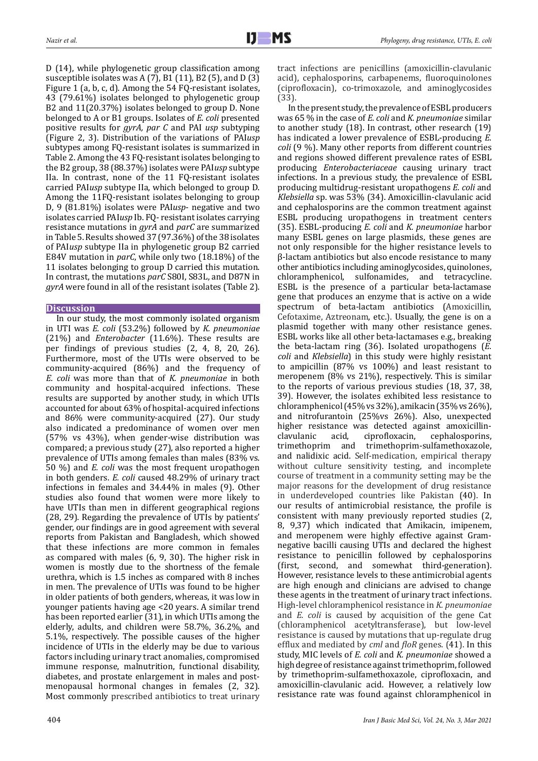D (14), while phylogenetic group classification among susceptible isolates was A (7), B1 (11), B2 (5), and D (3) Figure 1 (a, b, c, d). Among the 54 FQ-resistant isolates, 43 (79.61%) isolates belonged to phylogenetic group B2 and 11(20.37%) isolates belonged to group D. None belonged to A or B1 groups. Isolates of *E. coli* presented positive results for *gyrA, par C* and PAI *usp* subtyping (Figure 2, 3). Distribution of the variations of PAI*usp* subtypes among FQ-resistant isolates is summarized in Table 2. Among the 43 FQ-resistant isolates belonging to the B2 group, 38 (88.37%) isolates were PAI*usp* subtype IIa. In contrast, none of the 11 FQ-resistant isolates carried PAI*usp* subtype IIa, which belonged to group D. Among the 11FQ-resistant isolates belonging to group D, 9 (81.81%) isolates were PAI*usp*- negative and two isolates carried PAI*usp* Ib. FQ- resistant isolates carrying resistance mutations in *gyrA* and *parC* are summarized in Table 5. Results showed 37 (97.36%) of the 38 isolates of PAI*usp* subtype IIa in phylogenetic group B2 carried E84V mutation in *parC*, while only two (18.18%) of the 11 isolates belonging to group D carried this mutation. In contrast, the mutations *parC* S80I, S83L, and D87N in *gyrA* were found in all of the resistant isolates (Table 2).

## Discussion

In our study, the most commonly isolated organism in UTI was *E. coli* (53.2%) followed by *K. pneumoniae* (21%) and *Enterobacter* (11.6%). These results are per findings of previous studies (2, 4, 8, 20, 26). Furthermore, most of the UTIs were observed to be community-acquired (86%) and the frequency of *E. coli* was more than that of *K. pneumoniae* in both community and hospital-acquired infections. These results are supported by another study, in which UTIs accounted for about 63% of hospital-acquired infections and 86% were community-acquired (27). Our study also indicated a predominance of women over men (57% vs 43%), when gender-wise distribution was compared; a previous study (27), also reported a higher prevalence of UTIs among females than males (83% vs. 50 %) and *E. coli* was the most frequent uropathogen in both genders. *E. coli* caused 48.29% of urinary tract infections in females and 34.44% in males (9). Other studies also found that women were more likely to have UTIs than men in different geographical regions (28, 29). Regarding the prevalence of UTIs by patients' gender, our findings are in good agreement with several reports from Pakistan and Bangladesh, which showed that these infections are more common in females as compared with males (6, 9, 30). The higher risk in women is mostly due to the shortness of the female urethra, which is 1.5 inches as compared with 8 inches in men. The prevalence of UTIs was found to be higher in older patients of both genders, whereas, it was low in younger patients having age <20 years. A similar trend has been reported earlier (31), in which UTIs among the elderly, adults, and children were 58.7%, 36.2%, and 5.1%, respectively. The possible causes of the higher incidence of UTIs in the elderly may be due to various factors including urinary tract anomalies, compromised immune response, malnutrition, functional disability, diabetes, and prostate enlargement in males and post-menopausal hormonal changes in females (2, 32). Most commonly prescribed antibiotics to treat urinary tract infections are penicillins (amoxicillin-clavulanic acid), cephalosporins, carbapenems, fluoroquinolones (ciprofloxacin), co-trimoxazole, and aminoglycosides (33).

In the present study, the prevalence of ESBL producers was 65 % in the case of *E. coli* and *K. pneumoniae* similar to another study (18). In contrast, other research (19) has indicated a lower prevalence of ESBL-producing *E. coli* (9 %). Many other reports from different countries and regions showed different prevalence rates of ESBL producing *Enterobacteriaceae* causing urinary tract infections. In a previous study, the prevalence of ESBL producing multidrug-resistant uropathogens *E. coli* and *Klebsiella* sp. was 53% (34). Amoxicillin-clavulanic acid and cephalosporins are the common treatment against ESBL producing uropathogens in treatment centers (35). ESBL-producing *E. coli* and *K. pneumoniae* harbor many ESBL genes on large plasmids, these genes are not only responsible for the higher resistance levels to β-lactam antibiotics but also encode resistance to many other antibiotics including aminoglycosides, quinolones, chloramphenicol, sulfonamides, and tetracycline. ESBL is the presence of a particular beta-lactamase gene that produces an enzyme that is active on a wide spectrum of beta-lactam antibiotics (Amoxicillin, Cefotaxime, Aztreonam, etc.). Usually, the gene is on a plasmid together with many other resistance genes. ESBL works like all other beta-lactamases e.g., breaking the beta-lactam ring (36). Isolated uropathogens (*E. coli* and *Klebsiella*) in this study were highly resistant to ampicillin (87% vs 100%) and least resistant to meropenem (8% vs 21%), respectively. This is similar to the reports of various previous studies (18, 37, 38, 39). However, the isolates exhibited less resistance to chloramphenicol (45% vs 32%), amikacin (35% vs 26%), and nitrofurantoin (25%vs 26%). Also, unexpected higher resistance was detected against amoxicillin-clavulanic acid, ciprofloxacin, cephalosporins, trimethoprim and trimethoprim-sulfamethoxazole, and nalidixic acid. Self-medication, empirical therapy without culture sensitivity testing, and incomplete course of treatment in a community setting may be the major reasons for the development of drug resistance in underdeveloped countries like Pakistan (40). In our results of antimicrobial resistance, the profile is consistent with many previously reported studies (2, 8, 9,37) which indicated that Amikacin, imipenem, and meropenem were highly effective against Gram-negative bacilli causing UTIs and declared the highest resistance to penicillin followed by cephalosporins (first, second, and somewhat third-generation). However, resistance levels to these antimicrobial agents are high enough and clinicians are advised to change these agents in the treatment of urinary tract infections. High-level chloramphenicol resistance in *K. pneumoniae* and *E. coli* is caused by acquisition of the gene Cat (chloramphenicol acetyltransferase), but low-level resistance is caused by mutations that up-regulate drug efflux and mediated by *cml* and *floR* genes. (41). In this study, MIC levels of *E. coli* and *K. pneumoniae* showed a high degree of resistance against trimethoprim, followed by trimethoprim-sulfamethoxazole, ciprofloxacin, and amoxicillin-clavulanic acid. However, a relatively low resistance rate was found against chloramphenicol in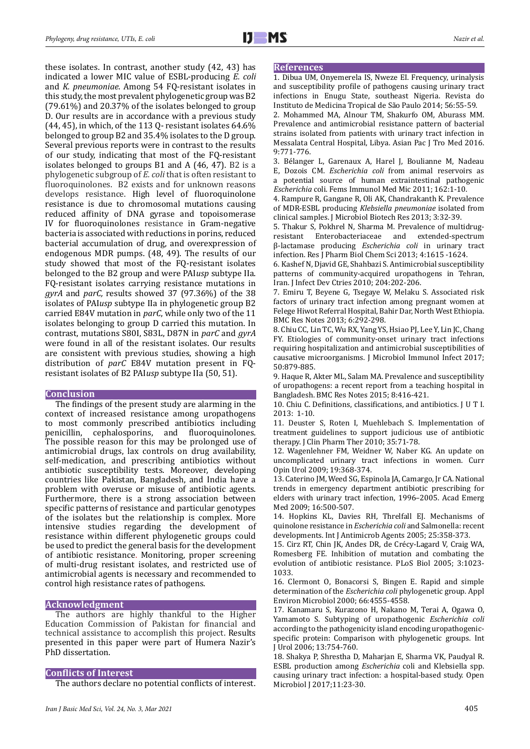these isolates. In contrast, another study (42, 43) has indicated a lower MIC value of ESBL-producing *E. coli* and *K. pneumoniae*. Among 54 FQ-resistant isolates in this study, the most prevalent phylogenetic group was B2 (79.61%) and 20.37% of the isolates belonged to group D. Our results are in accordance with a previous study (44, 45), in which, of the 113 Q- resistant isolates 64.6% belonged to group B2 and 35.4% isolates to the D group. Several previous reports were in contrast to the results of our study, indicating that most of the FQ-resistant isolates belonged to groups B1 and A (46, 47). B2 is a phylogenetic subgroup of *E. coli* that is often resistant to fluoroquinolones. B2 exists and for unknown reasons develops resistance. High level of fluoroquinolone resistance is due to chromosomal mutations causing reduced affinity of DNA gyrase and topoisomerase IV for fluoroquinolones resistance in Gram-negative bacteria is associated with reductions in porins, reduced bacterial accumulation of drug, and overexpression of endogenous MDR pumps. (48, 49). The results of our study showed that most of the FQ-resistant isolates belonged to the B2 group and were PAI*usp* subtype IIa. FQ-resistant isolates carrying resistance mutations in *gyrA* and *parC,* results showed 37 (97.36%) of the 38 isolates of PAI*usp* subtype IIa in phylogenetic group B2 carried E84V mutation in *parC*, while only two of the 11 isolates belonging to group D carried this mutation. In contrast, mutations S80I, S83L, D87N in *parC* and *gyrA* were found in all of the resistant isolates. Our results are consistent with previous studies, showing a high distribution of *parC* E84V mutation present in FQ-resistant isolates of B2 PAI*usp* subtype IIa (50, 51).

## Conclusion

The findings of the present study are alarming in the context of increased resistance among uropathogens to most commonly prescribed antibiotics including penicillin, cephalosporins, and fluoroquinolones. The possible reason for this may be prolonged use of antimicrobial drugs, lax controls on drug availability, self-medication, and prescribing antibiotics without antibiotic susceptibility tests. Moreover, developing countries like Pakistan, Bangladesh, and India have a problem with overuse or misuse of antibiotic agents. Furthermore, there is a strong association between specific patterns of resistance and particular genotypes of the isolates but the relationship is complex. More intensive studies regarding the development of resistance within different phylogenetic groups could be used to predict the general basis for the development of antibiotic resistance. Monitoring, proper screening of multi-drug resistant isolates, and restricted use of antimicrobial agents is necessary and recommended to control high resistance rates of pathogens.

## Acknowledgment

The authors are highly thankful to the Higher Education Commission of Pakistan for financial and technical assistance to accomplish this project. Results presented in this paper were part of Humera Nazir's PhD dissertation.

## Conflicts of Interest

The authors declare no potential conflicts of interest.

## References

1. Dibua UM, Onyemerela IS, Nweze EI. Frequency, urinalysis and susceptibility profile of pathogens causing urinary tract infections in Enugu State, southeast Nigeria. Revista do Instituto de Medicina Tropical de São Paulo 2014; 56:55-59.
2. Mohammed MA, Alnour TM, Shakurfo OM, Aburass MM. Prevalence and antimicrobial resistance pattern of bacterial strains isolated from patients with urinary tract infection in Messalata Central Hospital, Libya. Asian Pac J Tro Med 2016. 9:771-776.
3. Bélanger L, Garenaux A, Harel J, Boulianne M, Nadeau E, Dozois CM. *Escherichia coli* from animal reservoirs as a potential source of human extraintestinal pathogenic *Escherichia* coli. Fems Immunol Med Mic 2011; 162:1-10.
4. Rampure R, Gangane R, Oli AK, Chandrakanth K. Prevalence of MDR-ESBL producing *Klebsiella pneumoniae* isolated from clinical samples. J Microbiol Biotech Res 2013; 3:32-39.
5. Thakur S, Pokhrel N, Sharma M. Prevalence of multidrug-resistant Enterobacteriaceae and extended-spectrum β-lactamase producing *Escherichia coli* in urinary tract infection. Res J Pharm Biol Chem Sci 2013; 4:1615 -1624.
6. Kashef N, Djavid GE, Shahbazi S. Antimicrobial susceptibility patterns of community-acquired uropathogens in Tehran, Iran. J Infect Dev Ctries 2010; 204:202-206.
7. Emiru T, Beyene G, Tsegaye W, Melaku S. Associated risk factors of urinary tract infection among pregnant women at Felege Hiwot Referral Hospital, Bahir Dar, North West Ethiopia. BMC Res Notes 2013; 6:292-298.
8. Chiu CC, Lin TC, Wu RX, Yang YS, Hsiao PJ, Lee Y, Lin JC, Chang FY. Etiologies of community-onset urinary tract infections requiring hospitalization and antimicrobial susceptibilities of causative microorganisms. J Microbiol Immunol Infect 2017; 50:879-885.
9. Haque R, Akter ML, Salam MA. Prevalence and susceptibility of uropathogens: a recent report from a teaching hospital in Bangladesh. BMC Res Notes 2015; 8:416-421.
10. Chiu C. Definitions, classifications, and antibiotics. J U T I. 2013: 1-10.
11. Deuster S, Roten I, Muehlebach S. Implementation of treatment guidelines to support judicious use of antibiotic therapy. J Clin Pharm Ther 2010; 35:71-78.
12. Wagenlehner FM, Weidner W, Naber KG. An update on uncomplicated urinary tract infections in women. Curr Opin Urol 2009; 19:368-374.
13. Caterino JM, Weed SG, Espinola JA, Camargo, Jr CA. National trends in emergency department antibiotic prescribing for elders with urinary tract infection, 1996–2005. Acad Emerg Med 2009; 16:500-507.
14. Hopkins KL, Davies RH, Threlfall EJ. Mechanisms of quinolone resistance in *Escherichia coli* and Salmonella: recent developments. Int J Antimicrob Agents 2005; 25:358-373.
15. Cirz RT, Chin JK, Andes DR, de Crécy-Lagard V, Craig WA, Romesberg FE. Inhibition of mutation and combating the evolution of antibiotic resistance. PLoS Biol 2005; 3:1023-1033.
16. Clermont O, Bonacorsi S, Bingen E. Rapid and simple determination of the *Escherichia coli* phylogenetic group. Appl Environ Microbiol 2000; 66:4555-4558.
17. Kanamaru S, Kurazono H, Nakano M, Terai A, Ogawa O, Yamamoto S. Subtyping of uropathogenic *Escherichia coli* according to the pathogenicity island encoding uropathogenic-specific protein: Comparison with phylogenetic groups. Int J Urol 2006; 13:754-760.
18. Shakya P, Shrestha D, Maharjan E, Sharma VK, Paudyal R. ESBL production among *Escherichia* coli and Klebsiella spp. causing urinary tract infection: a hospital-based study. Open Microbiol J 2017;11:23-30.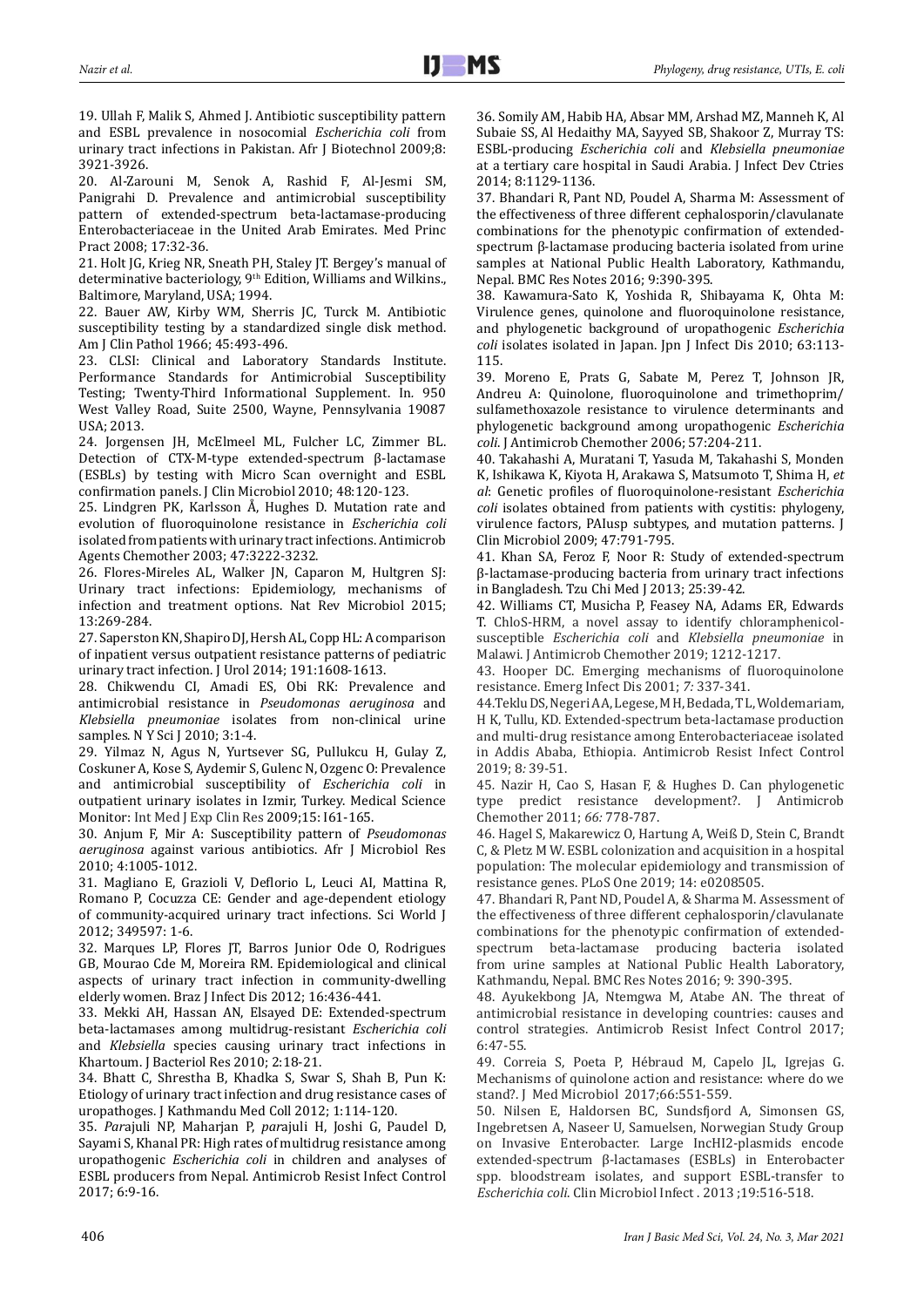19. Ullah F, Malik S, Ahmed J. Antibiotic susceptibility pattern and ESBL prevalence in nosocomial *Escherichia coli* from urinary tract infections in Pakistan. Afr J Biotechnol 2009;8: 3921-3926.

20. Al-Zarouni M, Senok A, Rashid F, Al-Jesmi SM, Panigrahi D. Prevalence and antimicrobial susceptibility pattern of extended-spectrum beta-lactamase-producing Enterobacteriaceae in the United Arab Emirates. Med Princ Pract 2008; 17:32-36.

21. Holt JG, Krieg NR, Sneath PH, Staley JT. Bergey's manual of determinative bacteriology, 9th Edition, Williams and Wilkins., Baltimore, Maryland, USA; 1994.

22. Bauer AW, Kirby WM, Sherris JC, Turck M. Antibiotic susceptibility testing by a standardized single disk method. Am J Clin Pathol 1966; 45:493-496.

23. CLSI: Clinical and Laboratory Standards Institute. Performance Standards for Antimicrobial Susceptibility Testing; Twenty-Third Informational Supplement. In. 950 West Valley Road, Suite 2500, Wayne, Pennsylvania 19087 USA; 2013.

24. Jorgensen JH, McElmeel ML, Fulcher LC, Zimmer BL. Detection of CTX-M-type extended-spectrum β-lactamase (ESBLs) by testing with Micro Scan overnight and ESBL confirmation panels. J Clin Microbiol 2010; 48:120-123.

25. Lindgren PK, Karlsson Å, Hughes D. Mutation rate and evolution of fluoroquinolone resistance in *Escherichia coli* isolated from patients with urinary tract infections. Antimicrob Agents Chemother 2003; 47:3222-3232.

26. Flores-Mireles AL, Walker JN, Caparon M, Hultgren SJ: Urinary tract infections: Epidemiology, mechanisms of infection and treatment options. Nat Rev Microbiol 2015; 13:269-284.

27. Saperston KN, Shapiro DJ, Hersh AL, Copp HL: A comparison of inpatient versus outpatient resistance patterns of pediatric urinary tract infection. J Urol 2014; 191:1608-1613.

28. Chikwendu CI, Amadi ES, Obi RK: Prevalence and antimicrobial resistance in *Pseudomonas aeruginosa* and *Klebsiella pneumoniae* isolates from non-clinical urine samples. N Y Sci J 2010; 3:1-4.

29. Yilmaz N, Agus N, Yurtsever SG, Pullukcu H, Gulay Z, Coskuner A, Kose S, Aydemir S, Gulenc N, Ozgenc O: Prevalence and antimicrobial susceptibility of *Escherichia coli* in outpatient urinary isolates in Izmir, Turkey. Medical Science Monitor: Int Med J Exp Clin Res 2009;15: I61-165.

30. Anjum F, Mir A: Susceptibility pattern of *Pseudomonas aeruginosa* against various antibiotics. Afr J Microbiol Res 2010; 4:1005-1012.

31. Magliano E, Grazioli V, Deflorio L, Leuci AI, Mattina R, Romano P, Cocuzza CE: Gender and age-dependent etiology of community-acquired urinary tract infections. Sci World J 2012; 349597: 1-6.

32. Marques LP, Flores JT, Barros Junior Ode O, Rodrigues GB, Mourao Cde M, Moreira RM. Epidemiological and clinical aspects of urinary tract infection in community-dwelling elderly women. Braz J Infect Dis 2012; 16:436-441.

33. Mekki AH, Hassan AN, Elsayed DE: Extended-spectrum beta-lactamases among multidrug-resistant *Escherichia coli* and *Klebsiella* species causing urinary tract infections in Khartoum. J Bacteriol Res 2010; 2:18-21.

34. Bhatt C, Shrestha B, Khadka S, Swar S, Shah B, Pun K: Etiology of urinary tract infection and drug resistance cases of uropathoges. J Kathmandu Med Coll 2012; 1:114-120.

35. *Par*ajuli NP, Maharjan P, *par*ajuli H, Joshi G, Paudel D, Sayami S, Khanal PR: High rates of multidrug resistance among uropathogenic *Escherichia coli* in children and analyses of ESBL producers from Nepal. Antimicrob Resist Infect Control 2017; 6:9-16.

36. Somily AM, Habib HA, Absar MM, Arshad MZ, Manneh K, Al Subaie SS, Al Hedaithy MA, Sayyed SB, Shakoor Z, Murray TS: ESBL-producing *Escherichia coli* and *Klebsiella pneumoniae* at a tertiary care hospital in Saudi Arabia. J Infect Dev Ctries 2014; 8:1129-1136.

37. Bhandari R, Pant ND, Poudel A, Sharma M: Assessment of the effectiveness of three different cephalosporin/clavulanate combinations for the phenotypic confirmation of extended-spectrum β-lactamase producing bacteria isolated from urine samples at National Public Health Laboratory, Kathmandu, Nepal. BMC Res Notes 2016; 9:390-395.

38. Kawamura-Sato K, Yoshida R, Shibayama K, Ohta M: Virulence genes, quinolone and fluoroquinolone resistance, and phylogenetic background of uropathogenic *Escherichia coli* isolates isolated in Japan. Jpn J Infect Dis 2010; 63:113-115.

39. Moreno E, Prats G, Sabate M, Perez T, Johnson JR, Andreu A: Quinolone, fluoroquinolone and trimethoprim/sulfamethoxazole resistance to virulence determinants and phylogenetic background among uropathogenic *Escherichia coli*. J Antimicrob Chemother 2006; 57:204-211.

40. Takahashi A, Muratani T, Yasuda M, Takahashi S, Monden K, Ishikawa K, Kiyota H, Arakawa S, Matsumoto T, Shima H, *et al*: Genetic profiles of fluoroquinolone-resistant *Escherichia coli* isolates obtained from patients with cystitis: phylogeny, virulence factors, PAIusp subtypes, and mutation patterns. J Clin Microbiol 2009; 47:791-795.

41. Khan SA, Feroz F, Noor R: Study of extended-spectrum β-lactamase-producing bacteria from urinary tract infections in Bangladesh. Tzu Chi Med J 2013; 25:39-42.

42. Williams CT, Musicha P, Feasey NA, Adams ER, Edwards T. ChloS-HRM, a novel assay to identify chloramphenicol-susceptible *Escherichia coli* and *Klebsiella pneumoniae* in Malawi. J Antimicrob Chemother 2019; 1212-1217.

43. Hooper DC. Emerging mechanisms of fluoroquinolone resistance. Emerg Infect Dis 2001; *7:* 337-341.

44. Teklu DS, Negeri AA, Legese, M H, Bedada, T L, Woldemariam, H K, Tullu, KD. Extended-spectrum beta-lactamase production and multi-drug resistance among Enterobacteriaceae isolated in Addis Ababa, Ethiopia. Antimicrob Resist Infect Control 2019; 8*:* 39-51.

45. Nazir H, Cao S, Hasan F, & Hughes D. Can phylogenetic type predict resistance development?. J Antimicrob Chemother 2011; *66:* 778-787.

46. Hagel S, Makarewicz O, Hartung A, Weiß D, Stein C, Brandt C, & Pletz M W. ESBL colonization and acquisition in a hospital population: The molecular epidemiology and transmission of resistance genes. PLoS One 2019; 14: e0208505.

47. Bhandari R, Pant ND, Poudel A, & Sharma M. Assessment of the effectiveness of three different cephalosporin/clavulanate combinations for the phenotypic confirmation of extended-spectrum beta-lactamase producing bacteria isolated from urine samples at National Public Health Laboratory, Kathmandu, Nepal. BMC Res Notes 2016; 9: 390-395.

48. Ayukekbong JA, Ntemgwa M, Atabe AN. The threat of antimicrobial resistance in developing countries: causes and control strategies. Antimicrob Resist Infect Control 2017; 6:47-55.

49. Correia S, Poeta P, Hébraud M, Capelo JL, Igrejas G. Mechanisms of quinolone action and resistance: where do we stand?. J Med Microbiol 2017;66:551-559.

50. Nilsen E, Haldorsen BC, Sundsfjord A, Simonsen GS, Ingebretsen A, Naseer U, Samuelsen, Norwegian Study Group on Invasive Enterobacter. Large IncHI2-plasmids encode extended-spectrum β-lactamases (ESBLs) in Enterobacter spp. bloodstream isolates, and support ESBL-transfer to *Escherichia coli*. Clin Microbiol Infect . 2013 ;19:516-518.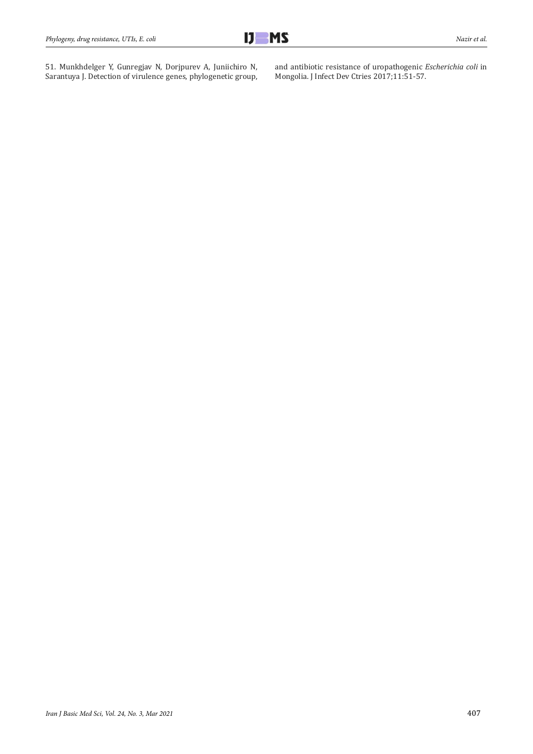51. Munkhdelger Y, Gunregjav N, Dorjpurev A, Juniichiro N, Sarantuya J. Detection of virulence genes, phylogenetic group, and antibiotic resistance of uropathogenic *Escherichia coli* in Mongolia. J Infect Dev Ctries 2017;11:51-57.